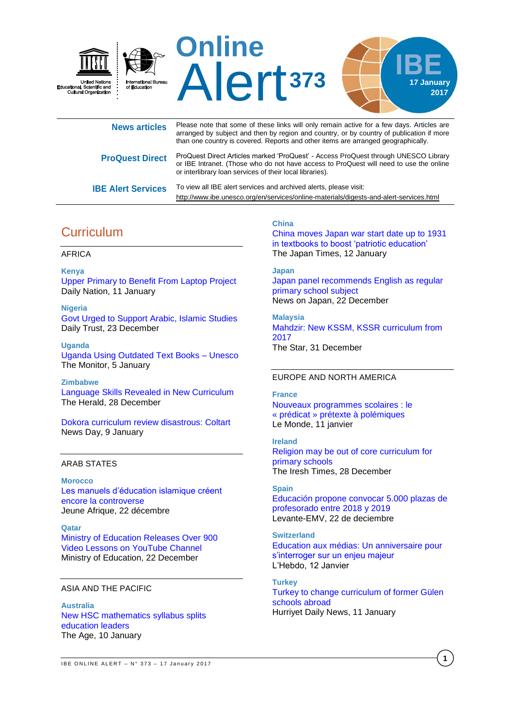United Nations Educational, Scientific and Cultural Organization

International Bureau of Education

# Online Alert 373

IBE 17 January 2017

**News articles** Please note that some of these links will only remain active for a few days. Articles are arranged by subject and then by region and country, or by country of publication if more than one country is covered. Reports and other items are arranged geographically.

**ProQuest Direct** ProQuest Direct Articles marked 'ProQuest' - Access ProQuest through UNESCO Library or IBE Intranet. (Those who do not have access to ProQuest will need to use the online or interlibrary loan services of their local libraries).

**IBE Alert Services** To view all IBE alert services and archived alerts, please visit:
http://www.ibe.unesco.org/en/services/online-materials/digests-and-alert-services.html

## Curriculum

### AFRICA

**Kenya**
Upper Primary to Benefit From Laptop Project
Daily Nation, 11 January

**Nigeria**
Govt Urged to Support Arabic, Islamic Studies
Daily Trust, 23 December

**Uganda**
Uganda Using Outdated Text Books – Unesco
The Monitor, 5 January

**Zimbabwe**
Language Skills Revealed in New Curriculum
The Herald, 28 December

Dokora curriculum review disastrous: Coltart
News Day, 9 January

### ARAB STATES

**Morocco**
Les manuels d'éducation islamique créent encore la controverse
Jeune Afrique, 22 décembre

**Qatar**
Ministry of Education Releases Over 900 Video Lessons on YouTube Channel
Ministry of Education, 22 December

### ASIA AND THE PACIFIC

**Australia**
New HSC mathematics syllabus splits education leaders
The Age, 10 January

**China**
China moves Japan war start date up to 1931 in textbooks to boost 'patriotic education'
The Japan Times, 12 January

**Japan**
Japan panel recommends English as regular primary school subject
News on Japan, 22 December

**Malaysia**
Mahdzir: New KSSM, KSSR curriculum from 2017
The Star, 31 December

### EUROPE AND NORTH AMERICA

**France**
Nouveaux programmes scolaires : le « prédicat » prétexte à polémiques
Le Monde, 11 janvier

**Ireland**
Religion may be out of core curriculum for primary schools
The Iresh Times, 28 December

**Spain**
Educación propone convocar 5.000 plazas de profesorado entre 2018 y 2019
Levante-EMV, 22 de deciembre

**Switzerland**
Education aux médias: Un anniversaire pour s'interroger sur un enjeu majeur
L'Hebdo, 12 Janvier

**Turkey**
Turkey to change curriculum of former Gülen schools abroad
Hurriyet Daily News, 11 January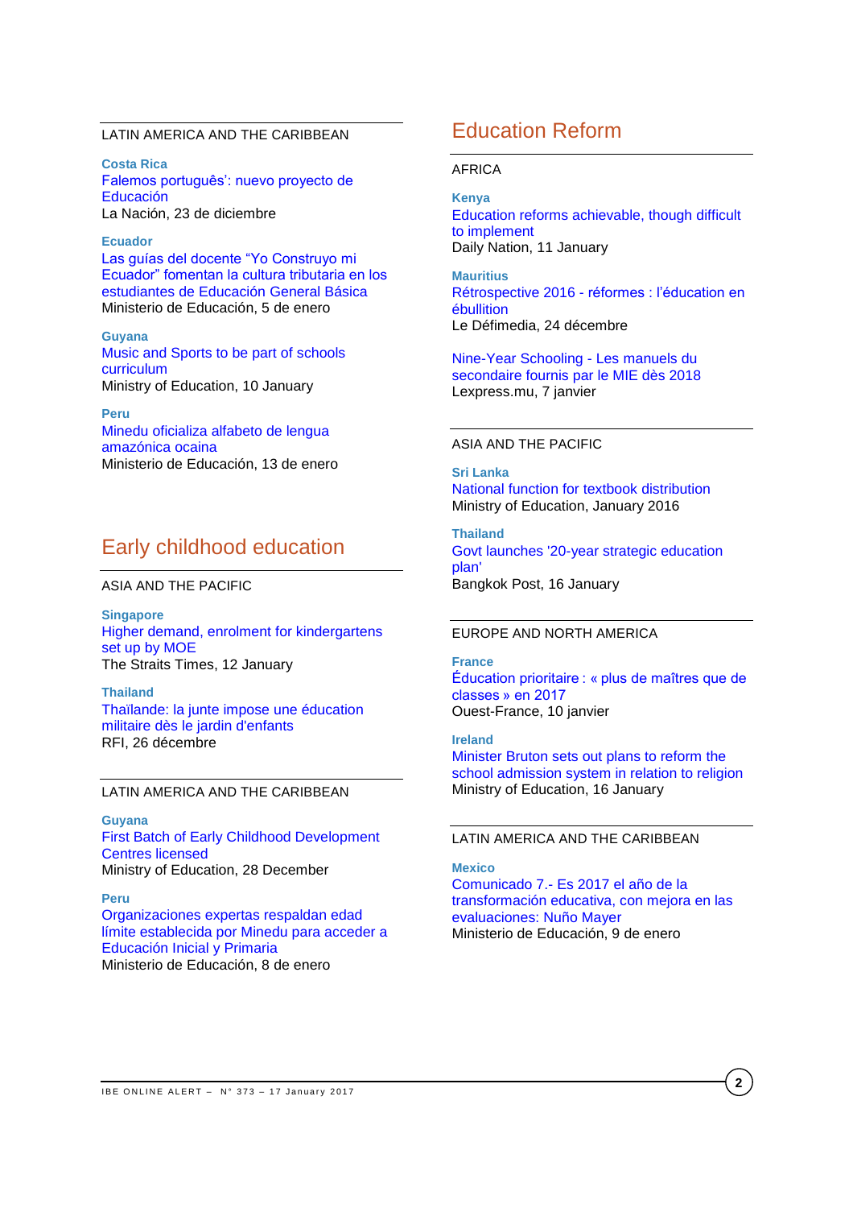### LATIN AMERICA AND THE CARIBBEAN

**Costa Rica**
Falemos português': nuevo proyecto de Educación
La Nación, 23 de diciembre

**Ecuador**
Las guías del docente "Yo Construyo mi Ecuador" fomentan la cultura tributaria en los estudiantes de Educación General Básica
Ministerio de Educación, 5 de enero

**Guyana**
Music and Sports to be part of schools curriculum
Ministry of Education, 10 January

**Peru**
Minedu oficializa alfabeto de lengua amazónica ocaina
Ministerio de Educación, 13 de enero

## Early childhood education

### ASIA AND THE PACIFIC

**Singapore**
Higher demand, enrolment for kindergartens set up by MOE
The Straits Times, 12 January

**Thailand**
Thaïlande: la junte impose une éducation militaire dès le jardin d'enfants
RFI, 26 décembre

### LATIN AMERICA AND THE CARIBBEAN

**Guyana**
First Batch of Early Childhood Development Centres licensed
Ministry of Education, 28 December

**Peru**
Organizaciones expertas respaldan edad límite establecida por Minedu para acceder a Educación Inicial y Primaria
Ministerio de Educación, 8 de enero

## Education Reform

### AFRICA

**Kenya**
Education reforms achievable, though difficult to implement
Daily Nation, 11 January

**Mauritius**
Rétrospective 2016 - réformes : l'éducation en ébullition
Le Défimedia, 24 décembre

Nine-Year Schooling - Les manuels du secondaire fournis par le MIE dès 2018
Lexpress.mu, 7 janvier

### ASIA AND THE PACIFIC

**Sri Lanka**
National function for textbook distribution
Ministry of Education, January 2016

**Thailand**
Govt launches '20-year strategic education plan'
Bangkok Post, 16 January

### EUROPE AND NORTH AMERICA

**France**
Éducation prioritaire : « plus de maîtres que de classes » en 2017
Ouest-France, 10 janvier

**Ireland**
Minister Bruton sets out plans to reform the school admission system in relation to religion
Ministry of Education, 16 January

### LATIN AMERICA AND THE CARIBBEAN

**Mexico**
Comunicado 7.- Es 2017 el año de la transformación educativa, con mejora en las evaluaciones: Nuño Mayer
Ministerio de Educación, 9 de enero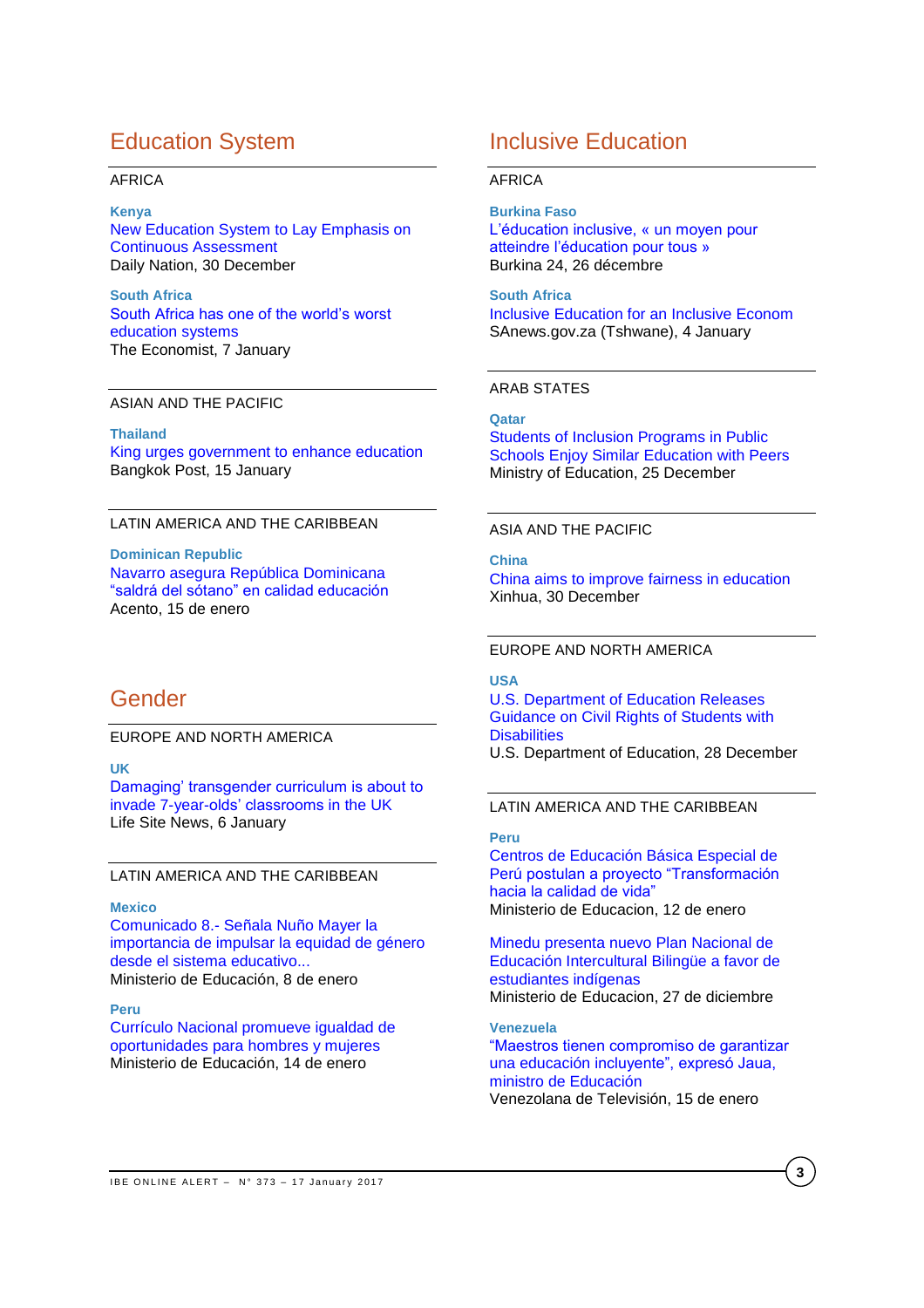## Education System

AFRICA

**Kenya**
New Education System to Lay Emphasis on Continuous Assessment
Daily Nation, 30 December

**South Africa**
South Africa has one of the world's worst education systems
The Economist, 7 January

ASIAN AND THE PACIFIC

**Thailand**
King urges government to enhance education
Bangkok Post, 15 January

LATIN AMERICA AND THE CARIBBEAN

**Dominican Republic**
Navarro asegura República Dominicana "saldrá del sótano" en calidad educación
Acento, 15 de enero

## Gender

EUROPE AND NORTH AMERICA

**UK**
Damaging' transgender curriculum is about to invade 7-year-olds' classrooms in the UK
Life Site News, 6 January

LATIN AMERICA AND THE CARIBBEAN

**Mexico**
Comunicado 8.- Señala Nuño Mayer la importancia de impulsar la equidad de género desde el sistema educativo...
Ministerio de Educación, 8 de enero

**Peru**
Currículo Nacional promueve igualdad de oportunidades para hombres y mujeres
Ministerio de Educación, 14 de enero

## Inclusive Education

AFRICA

**Burkina Faso**
L'éducation inclusive, « un moyen pour atteindre l'éducation pour tous »
Burkina 24, 26 décembre

**South Africa**
Inclusive Education for an Inclusive Econom
SAnews.gov.za (Tshwane), 4 January

ARAB STATES

**Qatar**
Students of Inclusion Programs in Public Schools Enjoy Similar Education with Peers
Ministry of Education, 25 December

ASIA AND THE PACIFIC

**China**
China aims to improve fairness in education
Xinhua, 30 December

EUROPE AND NORTH AMERICA

**USA**
U.S. Department of Education Releases Guidance on Civil Rights of Students with Disabilities
U.S. Department of Education, 28 December

LATIN AMERICA AND THE CARIBBEAN

**Peru**
Centros de Educación Básica Especial de Perú postulan a proyecto "Transformación hacia la calidad de vida"
Ministerio de Educacion, 12 de enero

Minedu presenta nuevo Plan Nacional de Educación Intercultural Bilingüe a favor de estudiantes indígenas
Ministerio de Educacion, 27 de diciembre

**Venezuela**
"Maestros tienen compromiso de garantizar una educación incluyente", expresó Jaua, ministro de Educación
Venezolana de Televisión, 15 de enero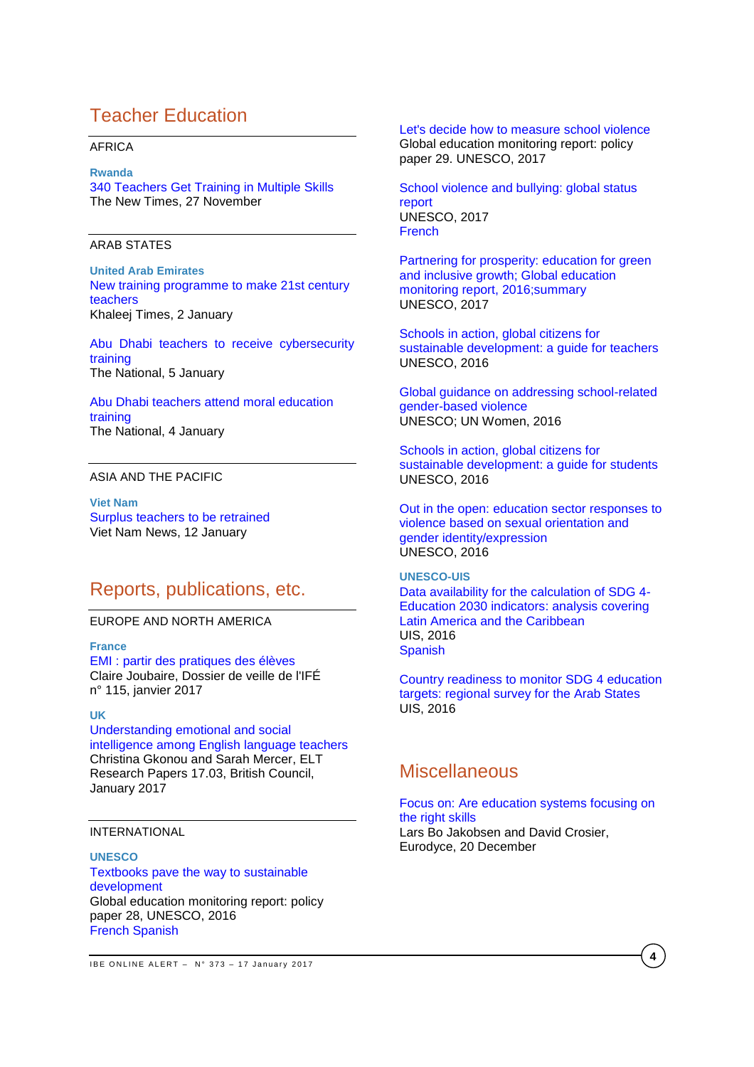# Teacher Education

AFRICA

**Rwanda**
340 Teachers Get Training in Multiple Skills
The New Times, 27 November

ARAB STATES

**United Arab Emirates**
New training programme to make 21st century teachers
Khaleej Times, 2 January

Abu Dhabi teachers to receive cybersecurity training
The National, 5 January

Abu Dhabi teachers attend moral education training
The National, 4 January

ASIA AND THE PACIFIC

**Viet Nam**
Surplus teachers to be retrained
Viet Nam News, 12 January

# Reports, publications, etc.

EUROPE AND NORTH AMERICA

**France**
EMI : partir des pratiques des élèves
Claire Joubaire, Dossier de veille de l'IFÉ n° 115, janvier 2017

**UK**
Understanding emotional and social intelligence among English language teachers
Christina Gkonou and Sarah Mercer, ELT Research Papers 17.03, British Council, January 2017

INTERNATIONAL

**UNESCO**
Textbooks pave the way to sustainable development
Global education monitoring report: policy paper 28, UNESCO, 2016
French Spanish

Let's decide how to measure school violence
Global education monitoring report: policy paper 29. UNESCO, 2017

School violence and bullying: global status report
UNESCO, 2017
French

Partnering for prosperity: education for green and inclusive growth; Global education monitoring report, 2016;summary
UNESCO, 2017

Schools in action, global citizens for sustainable development: a guide for teachers
UNESCO, 2016

Global guidance on addressing school-related gender-based violence
UNESCO; UN Women, 2016

Schools in action, global citizens for sustainable development: a guide for students
UNESCO, 2016

Out in the open: education sector responses to violence based on sexual orientation and gender identity/expression
UNESCO, 2016

**UNESCO-UIS**
Data availability for the calculation of SDG 4-Education 2030 indicators: analysis covering Latin America and the Caribbean
UIS, 2016
Spanish

Country readiness to monitor SDG 4 education targets: regional survey for the Arab States
UIS, 2016

# Miscellaneous

Focus on: Are education systems focusing on the right skills
Lars Bo Jakobsen and David Crosier, Eurodyce, 20 December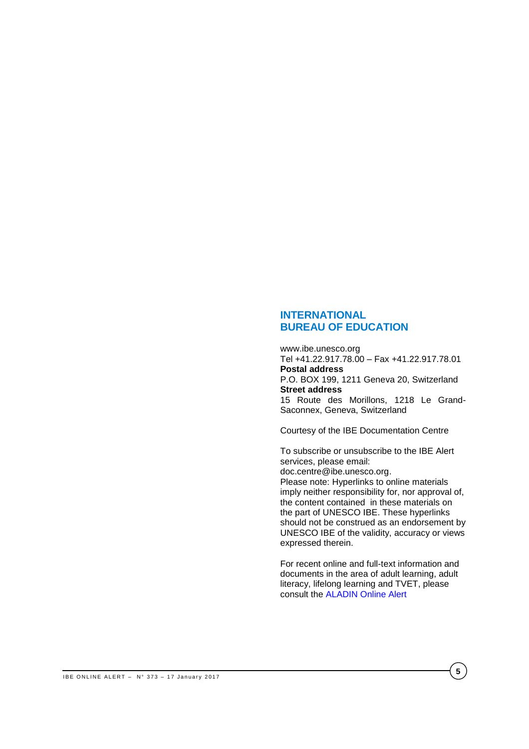## INTERNATIONAL BUREAU OF EDUCATION

www.ibe.unesco.org
Tel +41.22.917.78.00 – Fax +41.22.917.78.01
**Postal address**
P.O. BOX 199, 1211 Geneva 20, Switzerland
**Street address**
15 Route des Morillons, 1218 Le Grand-Saconnex, Geneva, Switzerland

Courtesy of the IBE Documentation Centre

To subscribe or unsubscribe to the IBE Alert services, please email: doc.centre@ibe.unesco.org.
Please note: Hyperlinks to online materials imply neither responsibility for, nor approval of, the content contained in these materials on the part of UNESCO IBE. These hyperlinks should not be construed as an endorsement by UNESCO IBE of the validity, accuracy or views expressed therein.

For recent online and full-text information and documents in the area of adult learning, adult literacy, lifelong learning and TVET, please consult the ALADIN Online Alert